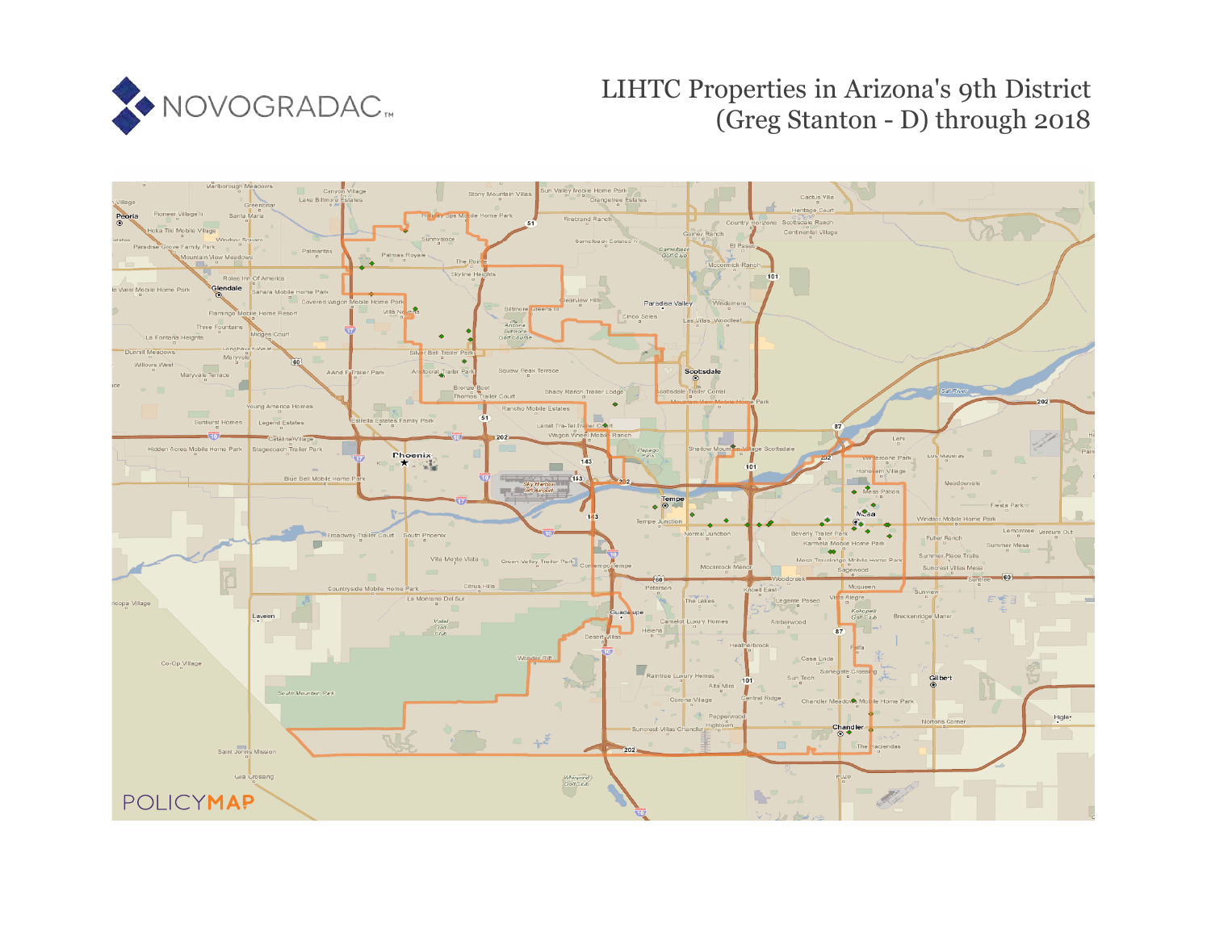NOVOGRADAC

# LIHTC Properties in Arizona's 9th District (Greg Stanton - D) through 2018

POLICYMAP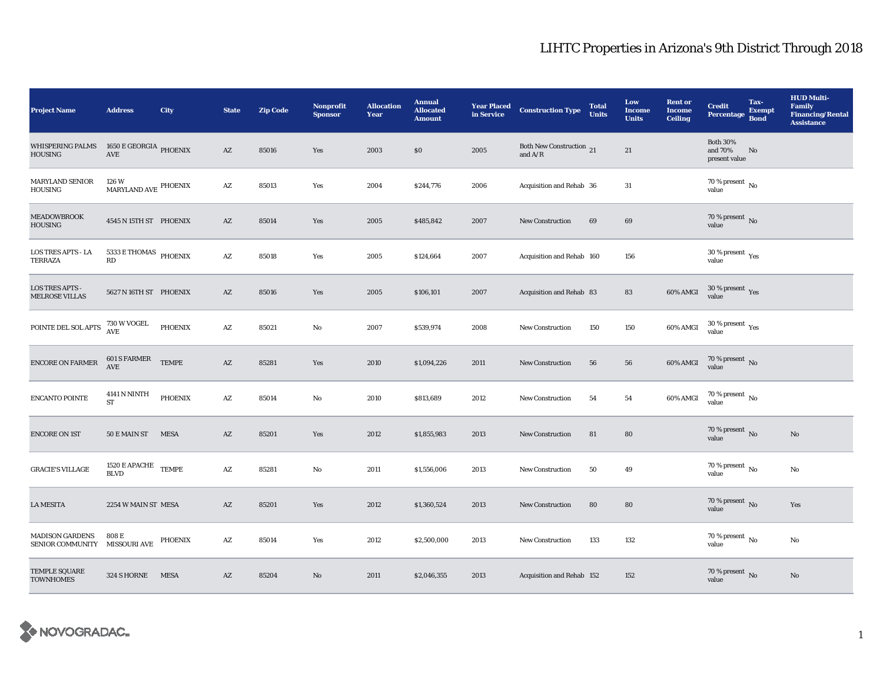# LIHTC Properties in Arizona's 9th District Through 2018

| Project Name | Address | City | State | Zip Code | Nonprofit Sponsor | Allocation Year | Annual Allocated Amount | Year Placed in Service | Construction Type | Total Units | Low Income Units | Rent or Income Ceiling | Credit Percentage | Tax-Exempt Bond | HUD Multi-Family Financing/Rental Assistance |
|---|---|---|---|---|---|---|---|---|---|---|---|---|---|---|---|
| WHISPERING PALMS HOUSING | 1650 E GEORGIA AVE | PHOENIX | AZ | 85016 | Yes | 2003 | $0 | 2005 | Both New Construction and A/R | 21 | 21 | | Both 30% and 70% present value | No | |
| MARYLAND SENIOR HOUSING | 126 W MARYLAND AVE | PHOENIX | AZ | 85013 | Yes | 2004 | $244,776 | 2006 | Acquisition and Rehab | 36 | 31 | | 70 % present value | No | |
| MEADOWBROOK HOUSING | 4545 N 15TH ST | PHOENIX | AZ | 85014 | Yes | 2005 | $485,842 | 2007 | New Construction | 69 | 69 | | 70 % present value | No | |
| LOS TRES APTS - LA TERRAZA | 5333 E THOMAS RD | PHOENIX | AZ | 85018 | Yes | 2005 | $124,664 | 2007 | Acquisition and Rehab | 160 | 156 | | 30 % present value | Yes | |
| LOS TRES APTS - MELROSE VILLAS | 5627 N 16TH ST | PHOENIX | AZ | 85016 | Yes | 2005 | $106,101 | 2007 | Acquisition and Rehab | 83 | 83 | 60% AMGI | 30 % present value | Yes | |
| POINTE DEL SOL APTS | 730 W VOGEL AVE | PHOENIX | AZ | 85021 | No | 2007 | $539,974 | 2008 | New Construction | 150 | 150 | 60% AMGI | 30 % present value | Yes | |
| ENCORE ON FARMER | 601 S FARMER AVE | TEMPE | AZ | 85281 | Yes | 2010 | $1,094,226 | 2011 | New Construction | 56 | 56 | 60% AMGI | 70 % present value | No | |
| ENCANTO POINTE | 4141 N NINTH ST | PHOENIX | AZ | 85014 | No | 2010 | $813,689 | 2012 | New Construction | 54 | 54 | 60% AMGI | 70 % present value | No | |
| ENCORE ON 1ST | 50 E MAIN ST | MESA | AZ | 85201 | Yes | 2012 | $1,855,983 | 2013 | New Construction | 81 | 80 | | 70 % present value | No | No |
| GRACIE'S VILLAGE | 1520 E APACHE BLVD | TEMPE | AZ | 85281 | No | 2011 | $1,556,006 | 2013 | New Construction | 50 | 49 | | 70 % present value | No | No |
| LA MESITA | 2254 W MAIN ST | MESA | AZ | 85201 | Yes | 2012 | $1,360,524 | 2013 | New Construction | 80 | 80 | | 70 % present value | No | Yes |
| MADISON GARDENS SENIOR COMMUNITY | 808 E MISSOURI AVE | PHOENIX | AZ | 85014 | Yes | 2012 | $2,500,000 | 2013 | New Construction | 133 | 132 | | 70 % present value | No | No |
| TEMPLE SQUARE TOWNHOMES | 324 S HORNE | MESA | AZ | 85204 | No | 2011 | $2,046,355 | 2013 | Acquisition and Rehab | 152 | 152 | | 70 % present value | No | No |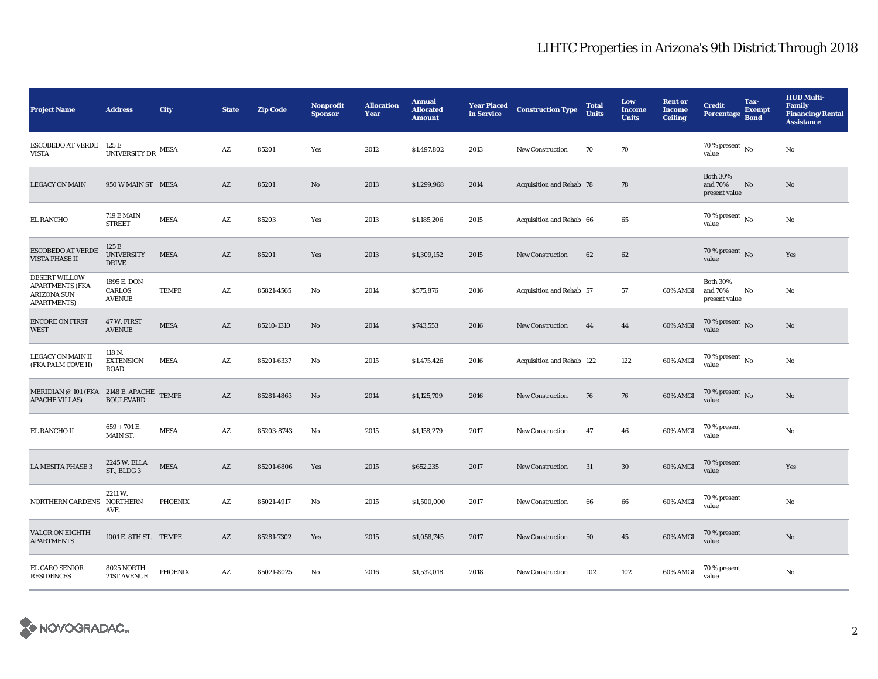# LIHTC Properties in Arizona's 9th District Through 2018

| Project Name | Address | City | State | Zip Code | Nonprofit Sponsor | Allocation Year | Annual Allocated Amount | Year Placed in Service | Construction Type | Total Units | Low Income Units | Rent or Income Ceiling | Credit Percentage | Tax-Exempt Bond | HUD Multi-Family Financing/Rental Assistance |
|---|---|---|---|---|---|---|---|---|---|---|---|---|---|---|---|
| ESCOBEDO AT VERDE VISTA | 125 E UNIVERSITY DR | MESA | AZ | 85201 | Yes | 2012 | $1,497,802 | 2013 | New Construction | 70 | 70 | | 70 % present value | No | No |
| LEGACY ON MAIN | 950 W MAIN ST | MESA | AZ | 85201 | No | 2013 | $1,299,968 | 2014 | Acquisition and Rehab | 78 | 78 | | Both 30% and 70% present value | No | No |
| EL RANCHO | 719 E MAIN STREET | MESA | AZ | 85203 | Yes | 2013 | $1,185,206 | 2015 | Acquisition and Rehab | 66 | 65 | | 70 % present value | No | No |
| ESCOBEDO AT VERDE VISTA PHASE II | 125 E UNIVERSITY DRIVE | MESA | AZ | 85201 | Yes | 2013 | $1,309,152 | 2015 | New Construction | 62 | 62 | | 70 % present value | No | Yes |
| DESERT WILLOW APARTMENTS (FKA ARIZONA SUN APARTMENTS) | 1895 E. DON CARLOS AVENUE | TEMPE | AZ | 85821-4565 | No | 2014 | $575,876 | 2016 | Acquisition and Rehab | 57 | 57 | 60% AMGI | Both 30% and 70% present value | No | No |
| ENCORE ON FIRST WEST | 47 W. FIRST AVENUE | MESA | AZ | 85210-1310 | No | 2014 | $743,553 | 2016 | New Construction | 44 | 44 | 60% AMGI | 70 % present value | No | No |
| LEGACY ON MAIN II (FKA PALM COVE II) | 118 N. EXTENSION ROAD | MESA | AZ | 85201-6337 | No | 2015 | $1,475,426 | 2016 | Acquisition and Rehab | 122 | 122 | 60% AMGI | 70 % present value | No | No |
| MERIDIAN @ 101 (FKA APACHE VILLAS) | 2148 E. APACHE BOULEVARD | TEMPE | AZ | 85281-4863 | No | 2014 | $1,125,709 | 2016 | New Construction | 76 | 76 | 60% AMGI | 70 % present value | No | No |
| EL RANCHO II | 659 + 701 E. MAIN ST. | MESA | AZ | 85203-8743 | No | 2015 | $1,158,279 | 2017 | New Construction | 47 | 46 | 60% AMGI | 70 % present value | | No |
| LA MESITA PHASE 3 | 2245 W. ELLA ST., BLDG 3 | MESA | AZ | 85201-6806 | Yes | 2015 | $652,235 | 2017 | New Construction | 31 | 30 | 60% AMGI | 70 % present value | | Yes |
| NORTHERN GARDENS | 2211 W. NORTHERN AVE. | PHOENIX | AZ | 85021-4917 | No | 2015 | $1,500,000 | 2017 | New Construction | 66 | 66 | 60% AMGI | 70 % present value | | No |
| VALOR ON EIGHTH APARTMENTS | 1001 E. 8TH ST. | TEMPE | AZ | 85281-7302 | Yes | 2015 | $1,058,745 | 2017 | New Construction | 50 | 45 | 60% AMGI | 70 % present value | | No |
| EL CARO SENIOR RESIDENCES | 8025 NORTH 21ST AVENUE | PHOENIX | AZ | 85021-8025 | No | 2016 | $1,532,018 | 2018 | New Construction | 102 | 102 | 60% AMGI | 70 % present value | | No |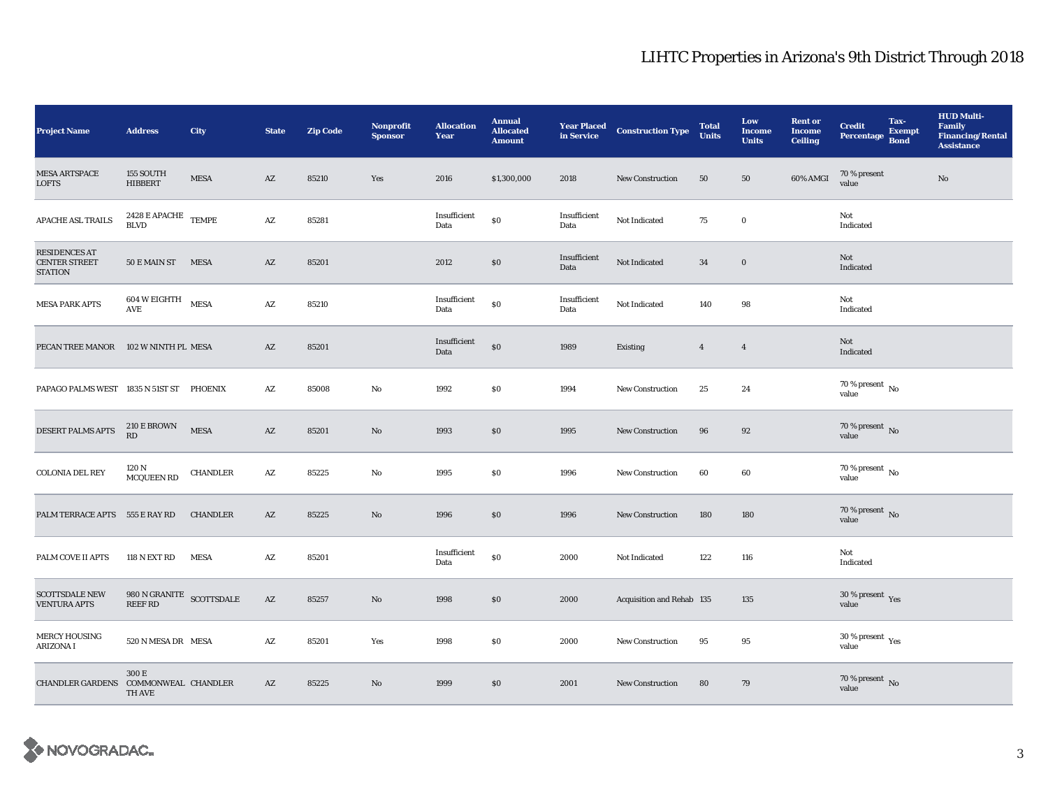# LIHTC Properties in Arizona's 9th District Through 2018

| Project Name | Address | City | State | Zip Code | Nonprofit Sponsor | Allocation Year | Annual Allocated Amount | Year Placed in Service | Construction Type | Total Units | Low Income Units | Rent or Income Ceiling | Credit Percentage | Tax-Exempt Bond | HUD Multi-Family Financing/Rental Assistance |
|---|---|---|---|---|---|---|---|---|---|---|---|---|---|---|---|
| MESA ARTSPACE LOFTS | 155 SOUTH HIBBERT | MESA | AZ | 85210 | Yes | 2016 | $1,300,000 | 2018 | New Construction | 50 | 50 | 60% AMGI | 70 % present value | | No |
| APACHE ASL TRAILS | 2428 E APACHE BLVD | TEMPE | AZ | 85281 | | Insufficient Data | $0 | Insufficient Data | Not Indicated | 75 | 0 | | Not Indicated | | |
| RESIDENCES AT CENTER STREET STATION | 50 E MAIN ST | MESA | AZ | 85201 | | 2012 | $0 | Insufficient Data | Not Indicated | 34 | 0 | | Not Indicated | | |
| MESA PARK APTS | 604 W EIGHTH AVE | MESA | AZ | 85210 | | Insufficient Data | $0 | Insufficient Data | Not Indicated | 140 | 98 | | Not Indicated | | |
| PECAN TREE MANOR | 102 W NINTH PL | MESA | AZ | 85201 | | Insufficient Data | $0 | 1989 | Existing | 4 | 4 | | Not Indicated | | |
| PAPAGO PALMS WEST | 1835 N 51ST ST | PHOENIX | AZ | 85008 | No | 1992 | $0 | 1994 | New Construction | 25 | 24 | | 70 % present value | No | |
| DESERT PALMS APTS | 210 E BROWN RD | MESA | AZ | 85201 | No | 1993 | $0 | 1995 | New Construction | 96 | 92 | | 70 % present value | No | |
| COLONIA DEL REY | 120 N MCQUEEN RD | CHANDLER | AZ | 85225 | No | 1995 | $0 | 1996 | New Construction | 60 | 60 | | 70 % present value | No | |
| PALM TERRACE APTS | 555 E RAY RD | CHANDLER | AZ | 85225 | No | 1996 | $0 | 1996 | New Construction | 180 | 180 | | 70 % present value | No | |
| PALM COVE II APTS | 118 N EXT RD | MESA | AZ | 85201 | | Insufficient Data | $0 | 2000 | Not Indicated | 122 | 116 | | Not Indicated | | |
| SCOTTSDALE NEW VENTURA APTS | 980 N GRANITE REEF RD | SCOTTSDALE | AZ | 85257 | No | 1998 | $0 | 2000 | Acquisition and Rehab | 135 | 135 | | 30 % present value | Yes | |
| MERCY HOUSING ARIZONA I | 520 N MESA DR | MESA | AZ | 85201 | Yes | 1998 | $0 | 2000 | New Construction | 95 | 95 | | 30 % present value | Yes | |
| CHANDLER GARDENS | 300 E COMMONWEALTH AVE | CHANDLER | AZ | 85225 | No | 1999 | $0 | 2001 | New Construction | 80 | 79 | | 70 % present value | No | |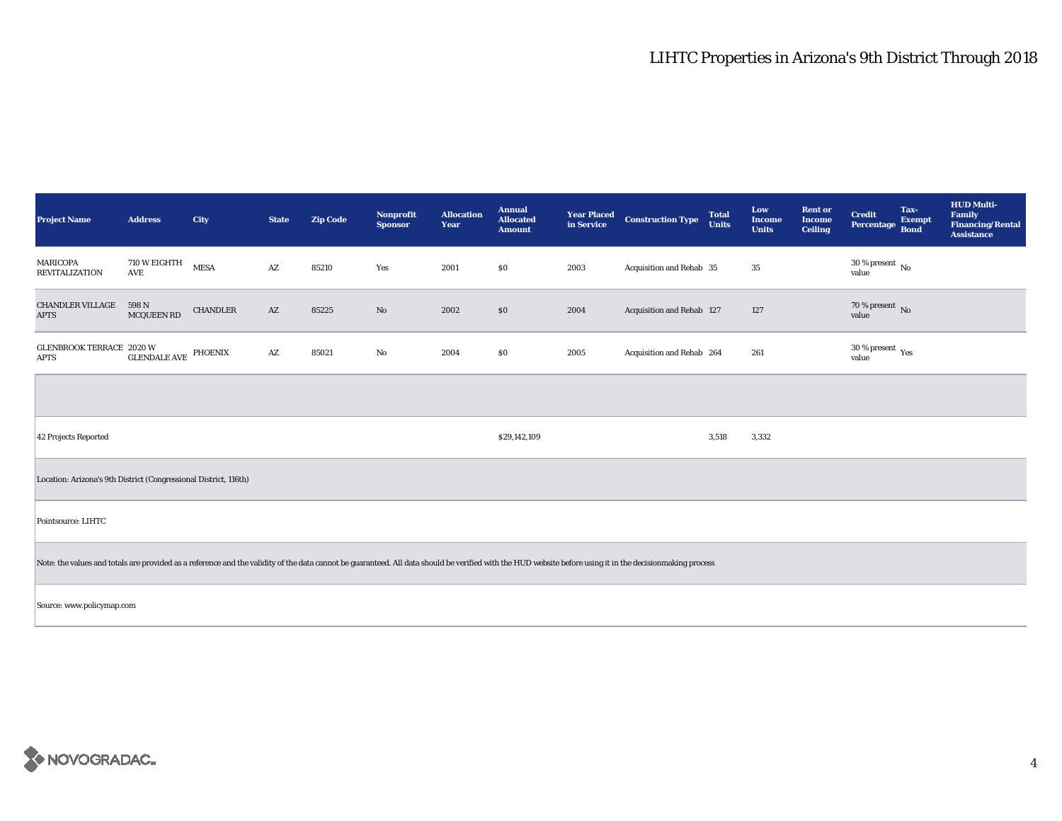# LIHTC Properties in Arizona's 9th District Through 2018

| Project Name | Address | City | State | Zip Code | Nonprofit Sponsor | Allocation Year | Annual Allocated Amount | Year Placed in Service | Construction Type | Total Units | Low Income Units | Rent or Income Ceiling | Credit Percentage | Tax-Exempt Bond | HUD Multi-Family Financing/Rental Assistance |
|---|---|---|---|---|---|---|---|---|---|---|---|---|---|---|---|
| MARICOPA REVITALIZATION | 710 W EIGHTH AVE | MESA | AZ | 85210 | Yes | 2001 | $0 | 2003 | Acquisition and Rehab | 35 | 35 | | 30 % present value | No | |
| CHANDLER VILLAGE APTS | 598 N MCQUEEN RD | CHANDLER | AZ | 85225 | No | 2002 | $0 | 2004 | Acquisition and Rehab | 127 | 127 | | 70 % present value | No | |
| GLENBROOK TERRACE APTS | 2020 W GLENDALE AVE | PHOENIX | AZ | 85021 | No | 2004 | $0 | 2005 | Acquisition and Rehab | 264 | 261 | | 30 % present value | Yes | |
| | | | | | | | | | | | | | | | |
| 42 Projects Reported | | | | | | | $29,142,109 | | | 3,518 | 3,332 | | | | |

Location: Arizona's 9th District (Congressional District, 116th)

Pointsource: LIHTC

Note: the values and totals are provided as a reference and the validity of the data cannot be guaranteed. All data should be verified with the HUD website before using it in the decisionmaking process

Source: www.policymap.com